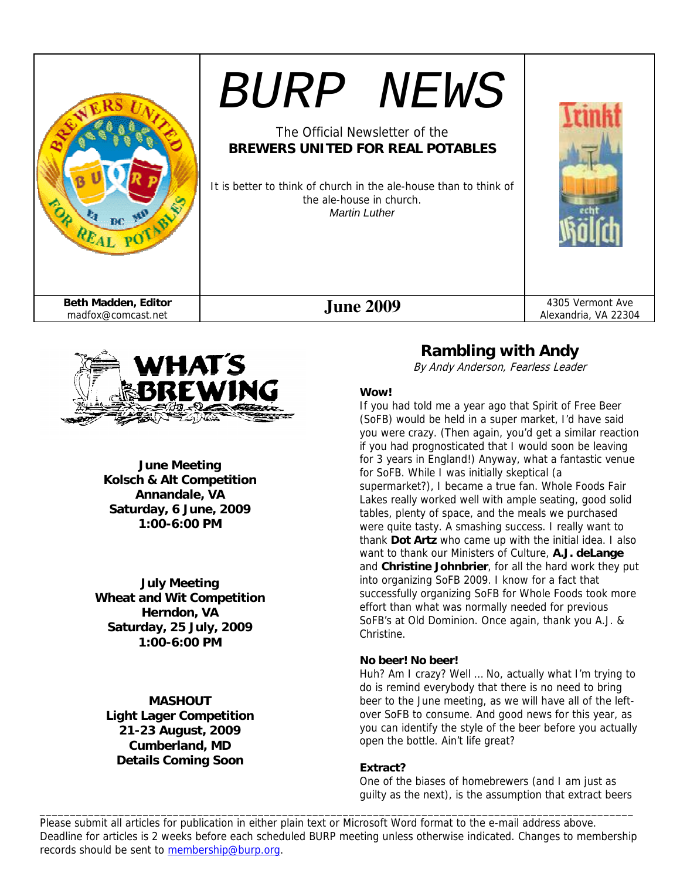# BURP NEWS

The Official Newsletter of the
**BREWERS UNITED FOR REAL POTABLES**

It is better to think of church in the ale-house than to think of the ale-house in church.
*Martin Luther*

**Beth Madden, Editor**
madfox@comcast.net

**June 2009**

4305 Vermont Ave
Alexandria, VA 22304

## WHAT'S BREWING

**June Meeting**
**Kolsch & Alt Competition**
**Annandale, VA**
**Saturday, 6 June, 2009**
**1:00-6:00 PM**

**July Meeting**
**Wheat and Wit Competition**
**Herndon, VA**
**Saturday, 25 July, 2009**
**1:00-6:00 PM**

**MASHOUT**
**Light Lager Competition**
**21-23 August, 2009**
**Cumberland, MD**
**Details Coming Soon**

## Rambling with Andy

*By Andy Anderson, Fearless Leader*

**Wow!**

If you had told me a year ago that Spirit of Free Beer (SoFB) would be held in a super market, I'd have said you were crazy. (Then again, you'd get a similar reaction if you had prognosticated that I would soon be leaving for 3 years in England!) Anyway, what a fantastic venue for SoFB. While I was initially skeptical (a supermarket?), I became a true fan. Whole Foods Fair Lakes really worked well with ample seating, good solid tables, plenty of space, and the meals we purchased were quite tasty. A smashing success. I really want to thank **Dot Artz** who came up with the initial idea. I also want to thank our Ministers of Culture, **A.J. deLange** and **Christine Johnbrier**, for all the hard work they put into organizing SoFB 2009. I know for a fact that successfully organizing SoFB for Whole Foods took more effort than what was normally needed for previous SoFB's at Old Dominion. Once again, thank you A.J. & Christine.

**No beer! No beer!**

Huh? Am I crazy? Well ... No, actually what I'm trying to do is remind everybody that there is no need to bring beer to the June meeting, as we will have all of the left-over SoFB to consume. And good news for this year, as you can identify the style of the beer before you actually open the bottle. Ain't life great?

**Extract?**

One of the biases of homebrewers (and I am just as guilty as the next), is the assumption that extract beers

---

Please submit all articles for publication in either plain text or Microsoft Word format to the e-mail address above. Deadline for articles is 2 weeks before each scheduled BURP meeting unless otherwise indicated. Changes to membership records should be sent to membership@burp.org.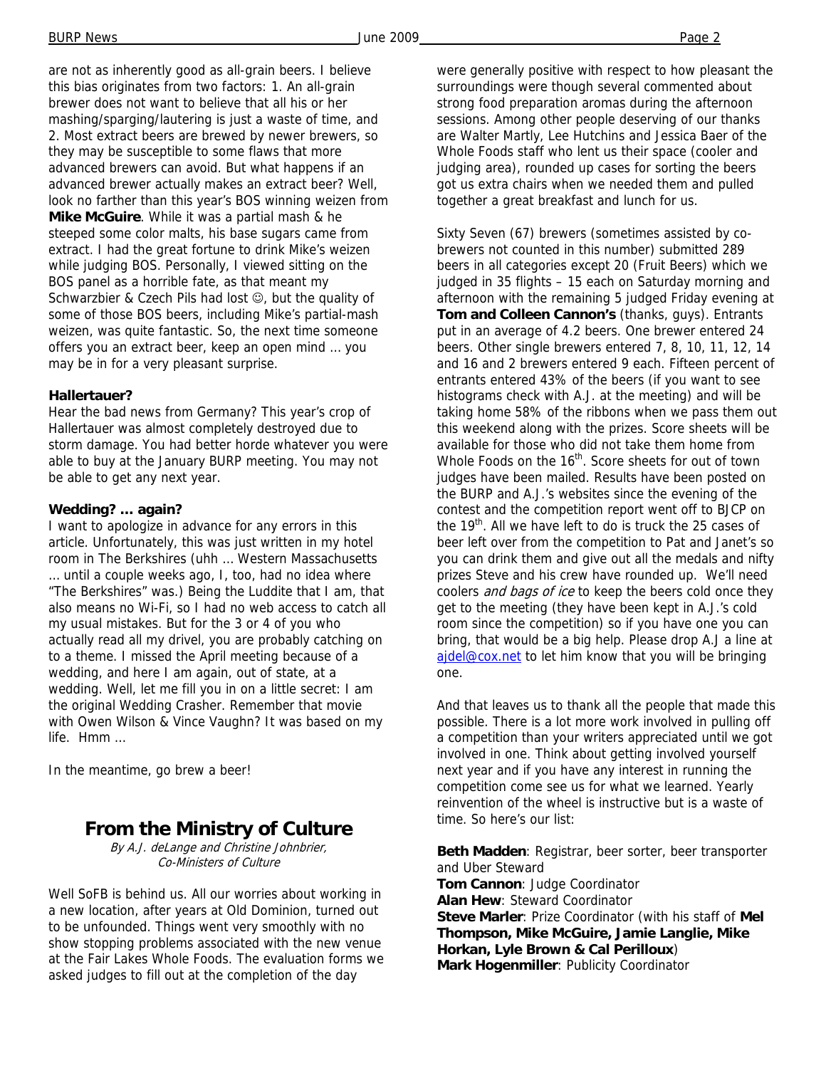are not as inherently good as all-grain beers. I believe this bias originates from two factors: 1. An all-grain brewer does not want to believe that all his or her mashing/sparging/lautering is just a waste of time, and 2. Most extract beers are brewed by newer brewers, so they may be susceptible to some flaws that more advanced brewers can avoid. But what happens if an advanced brewer actually makes an extract beer? Well, look no farther than this year's BOS winning weizen from **Mike McGuire**. While it was a partial mash & he steeped some color malts, his base sugars came from extract. I had the great fortune to drink Mike's weizen while judging BOS. Personally, I viewed sitting on the BOS panel as a horrible fate, as that meant my Schwarzbier & Czech Pils had lost ☺, but the quality of some of those BOS beers, including Mike's partial-mash weizen, was quite fantastic. So, the next time someone offers you an extract beer, keep an open mind … you may be in for a very pleasant surprise.

**Hallertauer?**

Hear the bad news from Germany? This year's crop of Hallertauer was almost completely destroyed due to storm damage. You had better horde whatever you were able to buy at the January BURP meeting. You may not be able to get any next year.

**Wedding? … again?**

I want to apologize in advance for any errors in this article. Unfortunately, this was just written in my hotel room in The Berkshires (uhh … Western Massachusetts … until a couple weeks ago, I, too, had no idea where "The Berkshires" was.) Being the Luddite that I am, that also means no Wi-Fi, so I had no web access to catch all my usual mistakes. But for the 3 or 4 of you who actually read all my drivel, you are probably catching on to a theme. I missed the April meeting because of a wedding, and here I am again, out of state, at a wedding. Well, let me fill you in on a little secret: I am the original Wedding Crasher. Remember that movie with Owen Wilson & Vince Vaughn? It was based on my life. Hmm …

In the meantime, go brew a beer!

## From the Ministry of Culture

*By A.J. deLange and Christine Johnbrier, Co-Ministers of Culture*

Well SoFB is behind us. All our worries about working in a new location, after years at Old Dominion, turned out to be unfounded. Things went very smoothly with no show stopping problems associated with the new venue at the Fair Lakes Whole Foods. The evaluation forms we asked judges to fill out at the completion of the day were generally positive with respect to how pleasant the surroundings were though several commented about strong food preparation aromas during the afternoon sessions. Among other people deserving of our thanks are Walter Martly, Lee Hutchins and Jessica Baer of the Whole Foods staff who lent us their space (cooler and judging area), rounded up cases for sorting the beers got us extra chairs when we needed them and pulled together a great breakfast and lunch for us.

Sixty Seven (67) brewers (sometimes assisted by co-brewers not counted in this number) submitted 289 beers in all categories except 20 (Fruit Beers) which we judged in 35 flights – 15 each on Saturday morning and afternoon with the remaining 5 judged Friday evening at **Tom and Colleen Cannon's** (thanks, guys). Entrants put in an average of 4.2 beers. One brewer entered 24 beers. Other single brewers entered 7, 8, 10, 11, 12, 14 and 16 and 2 brewers entered 9 each. Fifteen percent of entrants entered 43% of the beers (if you want to see histograms check with A.J. at the meeting) and will be taking home 58% of the ribbons when we pass them out this weekend along with the prizes. Score sheets will be available for those who did not take them home from Whole Foods on the 16th. Score sheets for out of town judges have been mailed. Results have been posted on the BURP and A.J.'s websites since the evening of the contest and the competition report went off to BJCP on the 19th. All we have left to do is truck the 25 cases of beer left over from the competition to Pat and Janet's so you can drink them and give out all the medals and nifty prizes Steve and his crew have rounded up. We'll need coolers *and bags of ice* to keep the beers cold once they get to the meeting (they have been kept in A.J.'s cold room since the competition) so if you have one you can bring, that would be a big help. Please drop A.J a line at ajdel@cox.net to let him know that you will be bringing one.

And that leaves us to thank all the people that made this possible. There is a lot more work involved in pulling off a competition than your writers appreciated until we got involved in one. Think about getting involved yourself next year and if you have any interest in running the competition come see us for what we learned. Yearly reinvention of the wheel is instructive but is a waste of time. So here's our list:

**Beth Madden**: Registrar, beer sorter, beer transporter and Uber Steward
**Tom Cannon**: Judge Coordinator
**Alan Hew**: Steward Coordinator
**Steve Marler**: Prize Coordinator (with his staff of **Mel Thompson, Mike McGuire, Jamie Langlie, Mike Horkan, Lyle Brown & Cal Perilloux**)
**Mark Hogenmiller**: Publicity Coordinator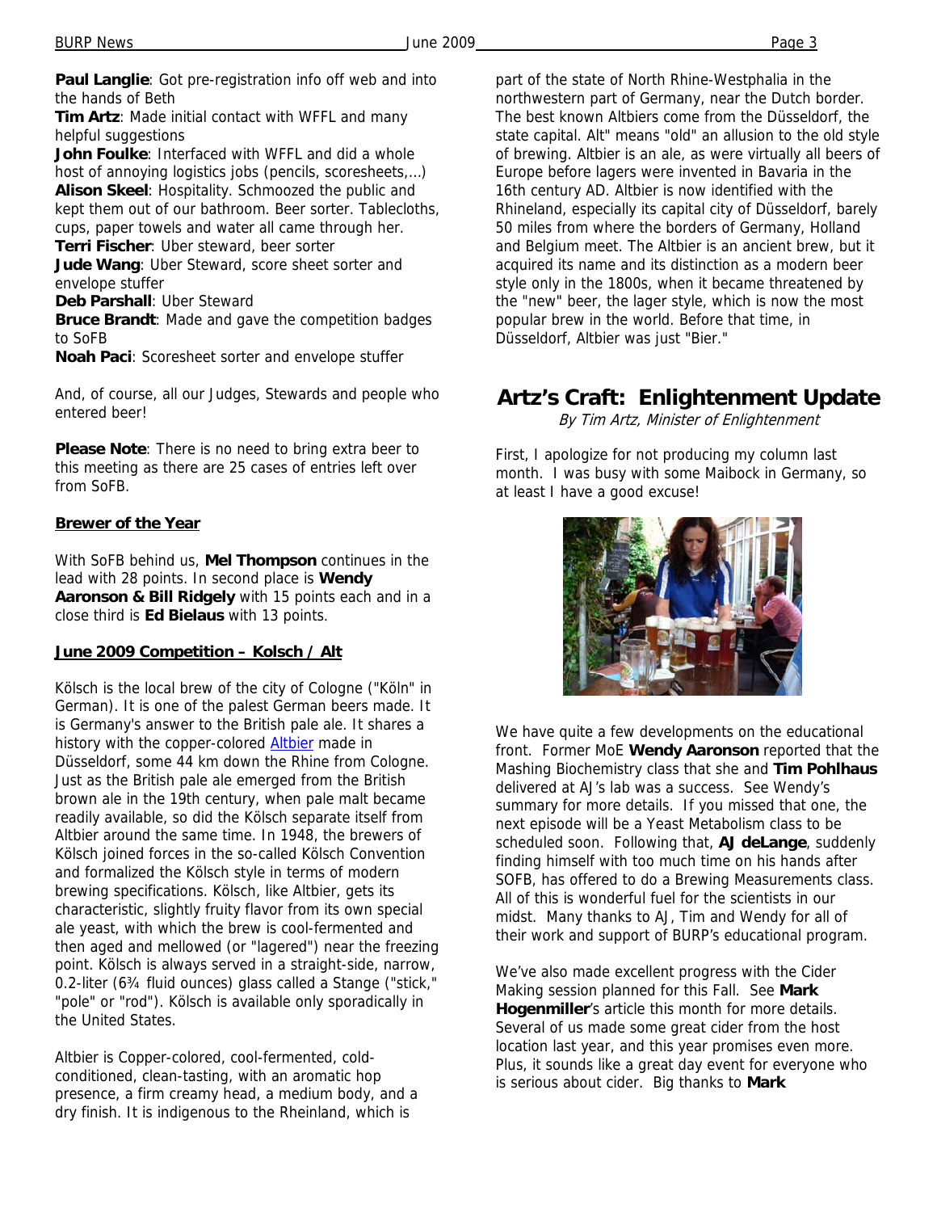**Paul Langlie**: Got pre-registration info off web and into the hands of Beth

**Tim Artz**: Made initial contact with WFFL and many helpful suggestions

**John Foulke**: Interfaced with WFFL and did a whole host of annoying logistics jobs (pencils, scoresheets,…)

**Alison Skeel**: Hospitality. Schmoozed the public and kept them out of our bathroom. Beer sorter. Tablecloths, cups, paper towels and water all came through her.

**Terri Fischer**: Uber steward, beer sorter

**Jude Wang**: Uber Steward, score sheet sorter and envelope stuffer

**Deb Parshall**: Uber Steward

**Bruce Brandt**: Made and gave the competition badges to SoFB

**Noah Paci**: Scoresheet sorter and envelope stuffer

And, of course, all our Judges, Stewards and people who entered beer!

**Please Note**: There is no need to bring extra beer to this meeting as there are 25 cases of entries left over from SoFB.

**Brewer of the Year**

With SoFB behind us, **Mel Thompson** continues in the lead with 28 points. In second place is **Wendy Aaronson & Bill Ridgely** with 15 points each and in a close third is **Ed Bielaus** with 13 points.

**June 2009 Competition – Kolsch / Alt**

Kölsch is the local brew of the city of Cologne ("Köln" in German). It is one of the palest German beers made. It is Germany's answer to the British pale ale. It shares a history with the copper-colored Altbier made in Düsseldorf, some 44 km down the Rhine from Cologne. Just as the British pale ale emerged from the British brown ale in the 19th century, when pale malt became readily available, so did the Kölsch separate itself from Altbier around the same time. In 1948, the brewers of Kölsch joined forces in the so-called Kölsch Convention and formalized the Kölsch style in terms of modern brewing specifications. Kölsch, like Altbier, gets its characteristic, slightly fruity flavor from its own special ale yeast, with which the brew is cool-fermented and then aged and mellowed (or "lagered") near the freezing point. Kölsch is always served in a straight-side, narrow, 0.2-liter (6¾ fluid ounces) glass called a Stange ("stick," "pole" or "rod"). Kölsch is available only sporadically in the United States.

Altbier is Copper-colored, cool-fermented, cold-conditioned, clean-tasting, with an aromatic hop presence, a firm creamy head, a medium body, and a dry finish. It is indigenous to the Rheinland, which is part of the state of North Rhine-Westphalia in the northwestern part of Germany, near the Dutch border. The best known Altbiers come from the Düsseldorf, the state capital. Alt" means "old" an allusion to the old style of brewing. Altbier is an ale, as were virtually all beers of Europe before lagers were invented in Bavaria in the 16th century AD. Altbier is now identified with the Rhineland, especially its capital city of Düsseldorf, barely 50 miles from where the borders of Germany, Holland and Belgium meet. The Altbier is an ancient brew, but it acquired its name and its distinction as a modern beer style only in the 1800s, when it became threatened by the "new" beer, the lager style, which is now the most popular brew in the world. Before that time, in Düsseldorf, Altbier was just "Bier."

## Artz's Craft: Enlightenment Update

*By Tim Artz, Minister of Enlightenment*

First, I apologize for not producing my column last month. I was busy with some Maibock in Germany, so at least I have a good excuse!

We have quite a few developments on the educational front. Former MoE **Wendy Aaronson** reported that the Mashing Biochemistry class that she and **Tim Pohlhaus** delivered at AJ's lab was a success. See Wendy's summary for more details. If you missed that one, the next episode will be a Yeast Metabolism class to be scheduled soon. Following that, **AJ deLange**, suddenly finding himself with too much time on his hands after SOFB, has offered to do a Brewing Measurements class. All of this is wonderful fuel for the scientists in our midst. Many thanks to AJ, Tim and Wendy for all of their work and support of BURP's educational program.

We've also made excellent progress with the Cider Making session planned for this Fall. See **Mark Hogenmiller**'s article this month for more details. Several of us made some great cider from the host location last year, and this year promises even more. Plus, it sounds like a great day event for everyone who is serious about cider. Big thanks to **Mark**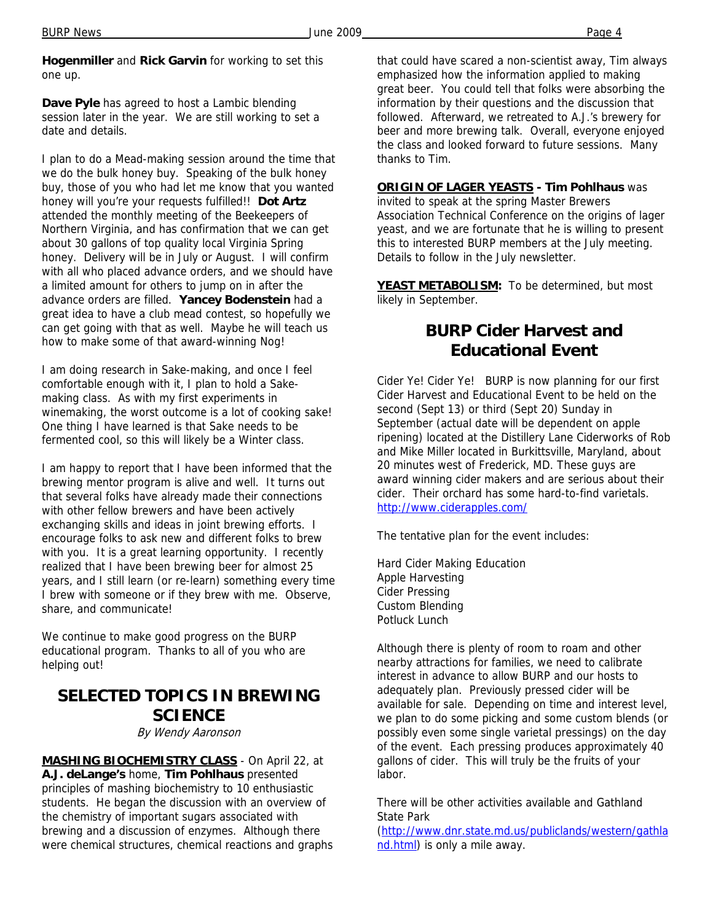**Hogenmiller** and **Rick Garvin** for working to set this one up.

**Dave Pyle** has agreed to host a Lambic blending session later in the year. We are still working to set a date and details.

I plan to do a Mead-making session around the time that we do the bulk honey buy. Speaking of the bulk honey buy, those of you who had let me know that you wanted honey will you're your requests fulfilled!! **Dot Artz** attended the monthly meeting of the Beekeepers of Northern Virginia, and has confirmation that we can get about 30 gallons of top quality local Virginia Spring honey. Delivery will be in July or August. I will confirm with all who placed advance orders, and we should have a limited amount for others to jump on in after the advance orders are filled. **Yancey Bodenstein** had a great idea to have a club mead contest, so hopefully we can get going with that as well. Maybe he will teach us how to make some of that award-winning Nog!

I am doing research in Sake-making, and once I feel comfortable enough with it, I plan to hold a Sake-making class. As with my first experiments in winemaking, the worst outcome is a lot of cooking sake! One thing I have learned is that Sake needs to be fermented cool, so this will likely be a Winter class.

I am happy to report that I have been informed that the brewing mentor program is alive and well. It turns out that several folks have already made their connections with other fellow brewers and have been actively exchanging skills and ideas in joint brewing efforts. I encourage folks to ask new and different folks to brew with you. It is a great learning opportunity. I recently realized that I have been brewing beer for almost 25 years, and I still learn (or re-learn) something every time I brew with someone or if they brew with me. Observe, share, and communicate!

We continue to make good progress on the BURP educational program. Thanks to all of you who are helping out!

## SELECTED TOPICS IN BREWING SCIENCE

*By Wendy Aaronson*

**MASHING BIOCHEMISTRY CLASS** - On April 22, at **A.J. deLange's** home, **Tim Pohlhaus** presented principles of mashing biochemistry to 10 enthusiastic students. He began the discussion with an overview of the chemistry of important sugars associated with brewing and a discussion of enzymes. Although there were chemical structures, chemical reactions and graphs that could have scared a non-scientist away, Tim always emphasized how the information applied to making great beer. You could tell that folks were absorbing the information by their questions and the discussion that followed. Afterward, we retreated to A.J.'s brewery for beer and more brewing talk. Overall, everyone enjoyed the class and looked forward to future sessions. Many thanks to Tim.

**ORIGIN OF LAGER YEASTS - Tim Pohlhaus** was invited to speak at the spring Master Brewers Association Technical Conference on the origins of lager yeast, and we are fortunate that he is willing to present this to interested BURP members at the July meeting. Details to follow in the July newsletter.

**YEAST METABOLISM:** To be determined, but most likely in September.

## BURP Cider Harvest and Educational Event

Cider Ye! Cider Ye! BURP is now planning for our first Cider Harvest and Educational Event to be held on the second (Sept 13) or third (Sept 20) Sunday in September (actual date will be dependent on apple ripening) located at the Distillery Lane Ciderworks of Rob and Mike Miller located in Burkittsville, Maryland, about 20 minutes west of Frederick, MD. These guys are award winning cider makers and are serious about their cider. Their orchard has some hard-to-find varietals. http://www.ciderapples.com/

The tentative plan for the event includes:

Hard Cider Making Education
Apple Harvesting
Cider Pressing
Custom Blending
Potluck Lunch

Although there is plenty of room to roam and other nearby attractions for families, we need to calibrate interest in advance to allow BURP and our hosts to adequately plan. Previously pressed cider will be available for sale. Depending on time and interest level, we plan to do some picking and some custom blends (or possibly even some single varietal pressings) on the day of the event. Each pressing produces approximately 40 gallons of cider. This will truly be the fruits of your labor.

There will be other activities available and Gathland State Park (http://www.dnr.state.md.us/publiclands/western/gathland.html) is only a mile away.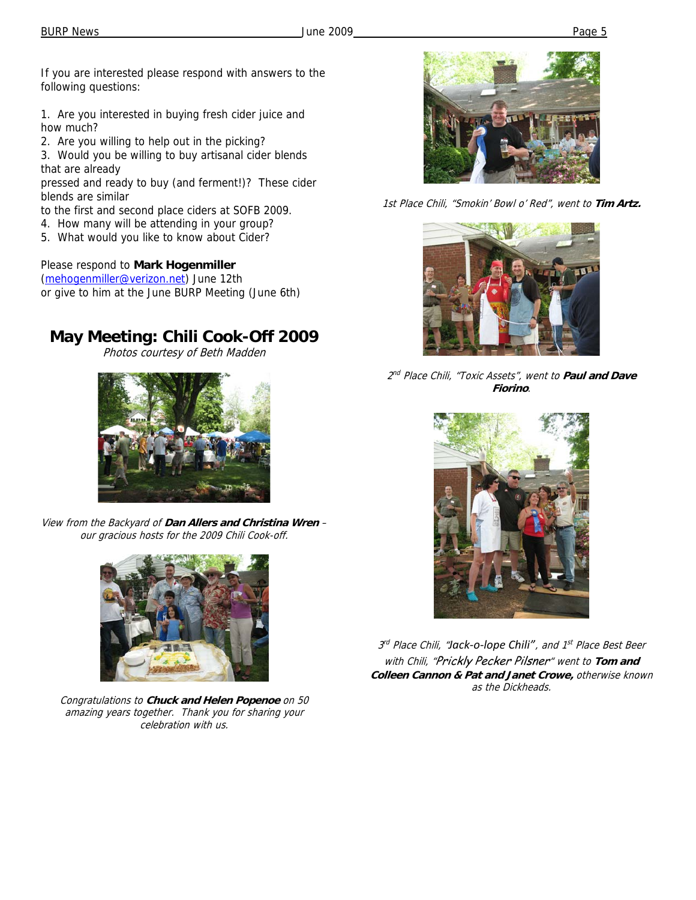If you are interested please respond with answers to the following questions:

1. Are you interested in buying fresh cider juice and how much?
2. Are you willing to help out in the picking?
3. Would you be willing to buy artisanal cider blends that are already pressed and ready to buy (and ferment!)? These cider blends are similar to the first and second place ciders at SOFB 2009.
4. How many will be attending in your group?
5. What would you like to know about Cider?

Please respond to **Mark Hogenmiller** (mehogenmiller@verizon.net) June 12th or give to him at the June BURP Meeting (June 6th)

## May Meeting: Chili Cook-Off 2009

*Photos courtesy of Beth Madden*

*View from the Backyard of **Dan Allers and Christina Wren** – our gracious hosts for the 2009 Chili Cook-off.*

*Congratulations to **Chuck and Helen Popenoe** on 50 amazing years together. Thank you for sharing your celebration with us.*

*1st Place Chili, "Smokin' Bowl o' Red", went to **Tim Artz.***

*2nd Place Chili, "Toxic Assets", went to **Paul and Dave Fiorino**.*

*3rd Place Chili, "Jack-o-lope Chili", and 1st Place Best Beer with Chili, "Prickly Pecker Pilsner" went to **Tom and Colleen Cannon & Pat and Janet Crowe,** otherwise known as the Dickheads.*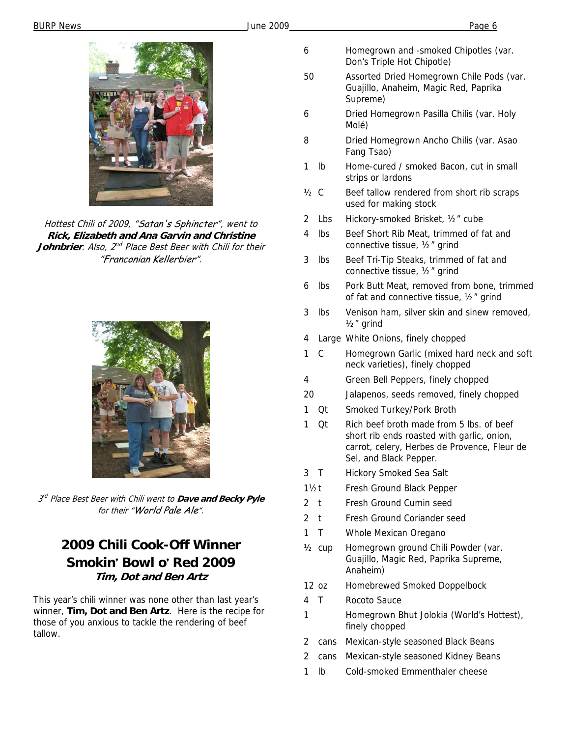*Hottest Chili of 2009, "Satan's Sphincter", went to* ***Rick, Elizabeth and Ana Garvin and Christine Johnbrier****. Also, 2nd Place Best Beer with Chili for their "Franconian Kellerbier".*

*3rd Place Best Beer with Chili went to* ***Dave and Becky Pyle*** *for their "World Pale Ale".*

## 2009 Chili Cook-Off Winner
## Smokin' Bowl o' Red 2009
### *Tim, Dot and Ben Artz*

This year's chili winner was none other than last year's winner, **Tim, Dot and Ben Artz**. Here is the recipe for those of you anxious to tackle the rendering of beef tallow.

| Qty | Unit | Ingredient |
|---|---|---|
| 6 | | Homegrown and -smoked Chipotles (var. Don's Triple Hot Chipotle) |
| 50 | | Assorted Dried Homegrown Chile Pods (var. Guajillo, Anaheim, Magic Red, Paprika Supreme) |
| 6 | | Dried Homegrown Pasilla Chilis (var. Holy Molé) |
| 8 | | Dried Homegrown Ancho Chilis (var. Asao Fang Tsao) |
| 1 | lb | Home-cured / smoked Bacon, cut in small strips or lardons |
| ½ | C | Beef tallow rendered from short rib scraps used for making stock |
| 2 | Lbs | Hickory-smoked Brisket, ½" cube |
| 4 | lbs | Beef Short Rib Meat, trimmed of fat and connective tissue, ½" grind |
| 3 | lbs | Beef Tri-Tip Steaks, trimmed of fat and connective tissue, ½" grind |
| 6 | lbs | Pork Butt Meat, removed from bone, trimmed of fat and connective tissue, ½" grind |
| 3 | lbs | Venison ham, silver skin and sinew removed, ½" grind |
| 4 | Large | White Onions, finely chopped |
| 1 | C | Homegrown Garlic (mixed hard neck and soft neck varieties), finely chopped |
| 4 | | Green Bell Peppers, finely chopped |
| 20 | | Jalapenos, seeds removed, finely chopped |
| 1 | Qt | Smoked Turkey/Pork Broth |
| 1 | Qt | Rich beef broth made from 5 lbs. of beef short rib ends roasted with garlic, onion, carrot, celery, Herbes de Provence, Fleur de Sel, and Black Pepper. |
| 3 | T | Hickory Smoked Sea Salt |
| 1½ | t | Fresh Ground Black Pepper |
| 2 | t | Fresh Ground Cumin seed |
| 2 | t | Fresh Ground Coriander seed |
| 1 | T | Whole Mexican Oregano |
| ½ | cup | Homegrown ground Chili Powder (var. Guajillo, Magic Red, Paprika Supreme, Anaheim) |
| 12 | oz | Homebrewed Smoked Doppelbock |
| 4 | T | Rocoto Sauce |
| 1 | | Homegrown Bhut Jolokia (World's Hottest), finely chopped |
| 2 | cans | Mexican-style seasoned Black Beans |
| 2 | cans | Mexican-style seasoned Kidney Beans |
| 1 | lb | Cold-smoked Emmenthaler cheese |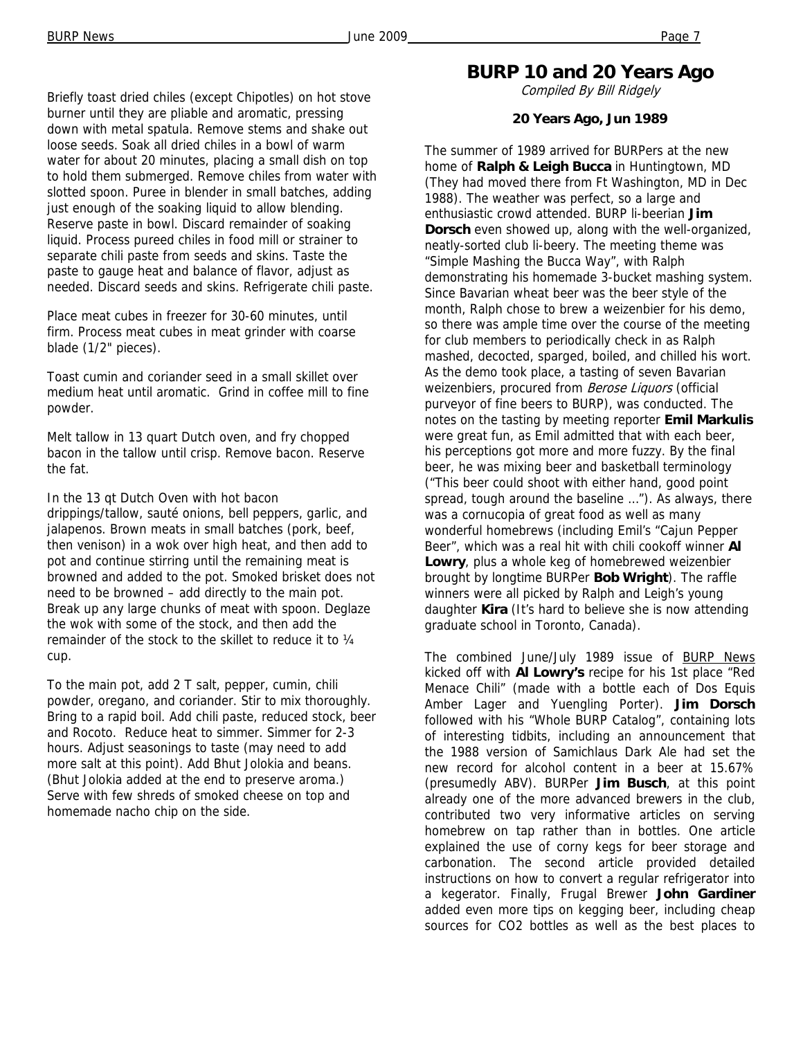Briefly toast dried chiles (except Chipotles) on hot stove burner until they are pliable and aromatic, pressing down with metal spatula. Remove stems and shake out loose seeds. Soak all dried chiles in a bowl of warm water for about 20 minutes, placing a small dish on top to hold them submerged. Remove chiles from water with slotted spoon. Puree in blender in small batches, adding just enough of the soaking liquid to allow blending. Reserve paste in bowl. Discard remainder of soaking liquid. Process pureed chiles in food mill or strainer to separate chili paste from seeds and skins. Taste the paste to gauge heat and balance of flavor, adjust as needed. Discard seeds and skins. Refrigerate chili paste.

Place meat cubes in freezer for 30-60 minutes, until firm. Process meat cubes in meat grinder with coarse blade (1/2" pieces).

Toast cumin and coriander seed in a small skillet over medium heat until aromatic. Grind in coffee mill to fine powder.

Melt tallow in 13 quart Dutch oven, and fry chopped bacon in the tallow until crisp. Remove bacon. Reserve the fat.

In the 13 qt Dutch Oven with hot bacon drippings/tallow, sauté onions, bell peppers, garlic, and jalapenos. Brown meats in small batches (pork, beef, then venison) in a wok over high heat, and then add to pot and continue stirring until the remaining meat is browned and added to the pot. Smoked brisket does not need to be browned – add directly to the main pot. Break up any large chunks of meat with spoon. Deglaze the wok with some of the stock, and then add the remainder of the stock to the skillet to reduce it to ¼ cup.

To the main pot, add 2 T salt, pepper, cumin, chili powder, oregano, and coriander. Stir to mix thoroughly. Bring to a rapid boil. Add chili paste, reduced stock, beer and Rocoto. Reduce heat to simmer. Simmer for 2-3 hours. Adjust seasonings to taste (may need to add more salt at this point). Add Bhut Jolokia and beans. (Bhut Jolokia added at the end to preserve aroma.) Serve with few shreds of smoked cheese on top and homemade nacho chip on the side.

## BURP 10 and 20 Years Ago

*Compiled By Bill Ridgely*

### 20 Years Ago, Jun 1989

The summer of 1989 arrived for BURPers at the new home of **Ralph & Leigh Bucca** in Huntingtown, MD (They had moved there from Ft Washington, MD in Dec 1988). The weather was perfect, so a large and enthusiastic crowd attended. BURP li-beerian **Jim Dorsch** even showed up, along with the well-organized, neatly-sorted club li-beery. The meeting theme was "Simple Mashing the Bucca Way", with Ralph demonstrating his homemade 3-bucket mashing system. Since Bavarian wheat beer was the beer style of the month, Ralph chose to brew a weizenbier for his demo, so there was ample time over the course of the meeting for club members to periodically check in as Ralph mashed, decocted, sparged, boiled, and chilled his wort. As the demo took place, a tasting of seven Bavarian weizenbiers, procured from *Berose Liquors* (official purveyor of fine beers to BURP), was conducted. The notes on the tasting by meeting reporter **Emil Markulis** were great fun, as Emil admitted that with each beer, his perceptions got more and more fuzzy. By the final beer, he was mixing beer and basketball terminology ("This beer could shoot with either hand, good point spread, tough around the baseline …"). As always, there was a cornucopia of great food as well as many wonderful homebrews (including Emil's "Cajun Pepper Beer", which was a real hit with chili cookoff winner **Al Lowry**, plus a whole keg of homebrewed weizenbier brought by longtime BURPer **Bob Wright**). The raffle winners were all picked by Ralph and Leigh's young daughter **Kira** (It's hard to believe she is now attending graduate school in Toronto, Canada).

The combined June/July 1989 issue of BURP News kicked off with **Al Lowry's** recipe for his 1st place "Red Menace Chili" (made with a bottle each of Dos Equis Amber Lager and Yuengling Porter). **Jim Dorsch** followed with his "Whole BURP Catalog", containing lots of interesting tidbits, including an announcement that the 1988 version of Samichlaus Dark Ale had set the new record for alcohol content in a beer at 15.67% (presumedly ABV). BURPer **Jim Busch**, at this point already one of the more advanced brewers in the club, contributed two very informative articles on serving homebrew on tap rather than in bottles. One article explained the use of corny kegs for beer storage and carbonation. The second article provided detailed instructions on how to convert a regular refrigerator into a kegerator. Finally, Frugal Brewer **John Gardiner** added even more tips on kegging beer, including cheap sources for CO2 bottles as well as the best places to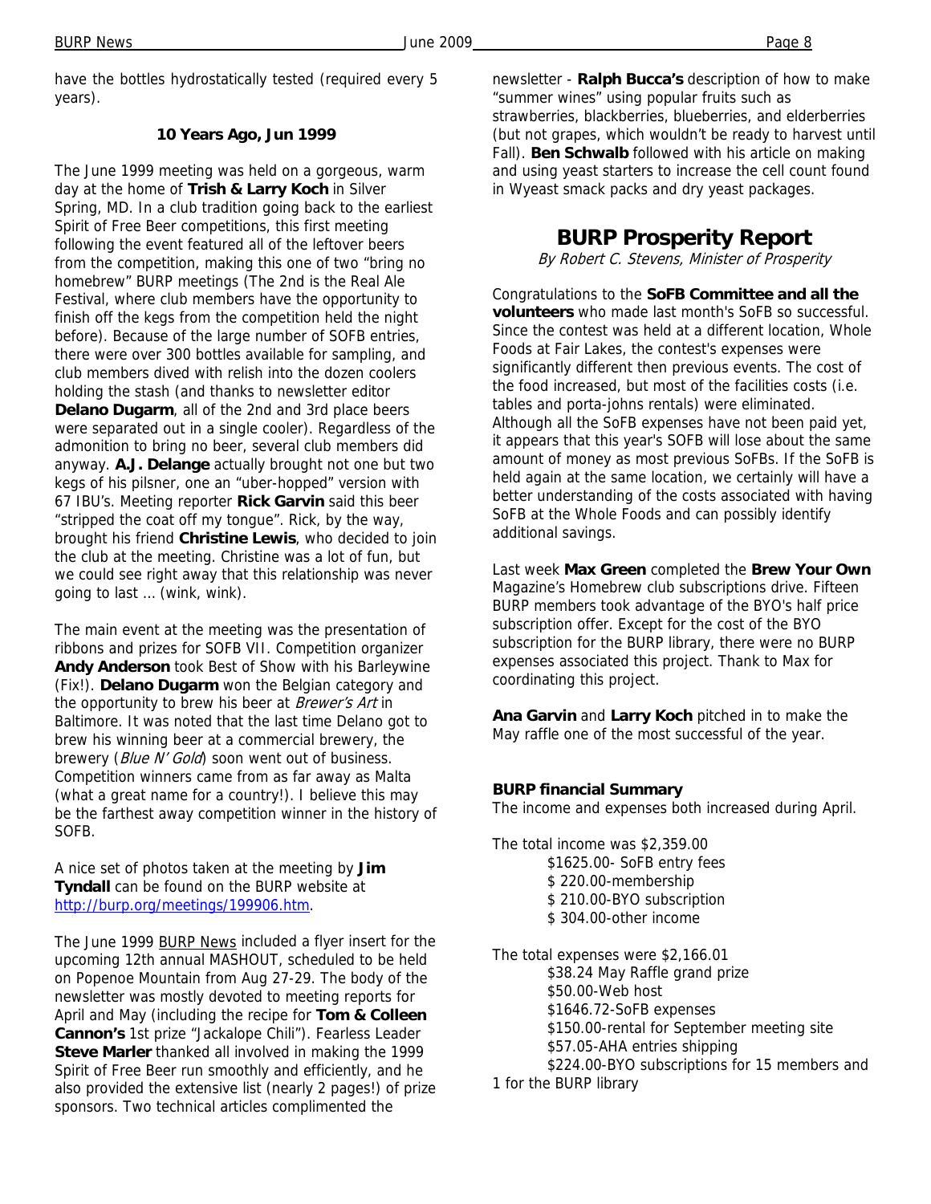have the bottles hydrostatically tested (required every 5 years).

### 10 Years Ago, Jun 1999

The June 1999 meeting was held on a gorgeous, warm day at the home of **Trish & Larry Koch** in Silver Spring, MD. In a club tradition going back to the earliest Spirit of Free Beer competitions, this first meeting following the event featured all of the leftover beers from the competition, making this one of two "bring no homebrew" BURP meetings (The 2nd is the Real Ale Festival, where club members have the opportunity to finish off the kegs from the competition held the night before). Because of the large number of SOFB entries, there were over 300 bottles available for sampling, and club members dived with relish into the dozen coolers holding the stash (and thanks to newsletter editor **Delano Dugarm**, all of the 2nd and 3rd place beers were separated out in a single cooler). Regardless of the admonition to bring no beer, several club members did anyway. **A.J. Delange** actually brought not one but two kegs of his pilsner, one an "uber-hopped" version with 67 IBU's. Meeting reporter **Rick Garvin** said this beer "stripped the coat off my tongue". Rick, by the way, brought his friend **Christine Lewis**, who decided to join the club at the meeting. Christine was a lot of fun, but we could see right away that this relationship was never going to last … (wink, wink).

The main event at the meeting was the presentation of ribbons and prizes for SOFB VII. Competition organizer **Andy Anderson** took Best of Show with his Barleywine (Fix!). **Delano Dugarm** won the Belgian category and the opportunity to brew his beer at *Brewer's Art* in Baltimore. It was noted that the last time Delano got to brew his winning beer at a commercial brewery, the brewery (*Blue N' Gold*) soon went out of business. Competition winners came from as far away as Malta (what a great name for a country!). I believe this may be the farthest away competition winner in the history of SOFB.

A nice set of photos taken at the meeting by **Jim Tyndall** can be found on the BURP website at http://burp.org/meetings/199906.htm.

The June 1999 BURP News included a flyer insert for the upcoming 12th annual MASHOUT, scheduled to be held on Popenoe Mountain from Aug 27-29. The body of the newsletter was mostly devoted to meeting reports for April and May (including the recipe for **Tom & Colleen Cannon's** 1st prize "Jackalope Chili"). Fearless Leader **Steve Marler** thanked all involved in making the 1999 Spirit of Free Beer run smoothly and efficiently, and he also provided the extensive list (nearly 2 pages!) of prize sponsors. Two technical articles complimented the newsletter - **Ralph Bucca's** description of how to make "summer wines" using popular fruits such as strawberries, blackberries, blueberries, and elderberries (but not grapes, which wouldn't be ready to harvest until Fall). **Ben Schwalb** followed with his article on making and using yeast starters to increase the cell count found in Wyeast smack packs and dry yeast packages.

## BURP Prosperity Report

*By Robert C. Stevens, Minister of Prosperity*

Congratulations to the **SoFB Committee and all the volunteers** who made last month's SoFB so successful. Since the contest was held at a different location, Whole Foods at Fair Lakes, the contest's expenses were significantly different then previous events. The cost of the food increased, but most of the facilities costs (i.e. tables and porta-johns rentals) were eliminated. Although all the SoFB expenses have not been paid yet, it appears that this year's SOFB will lose about the same amount of money as most previous SoFBs. If the SoFB is held again at the same location, we certainly will have a better understanding of the costs associated with having SoFB at the Whole Foods and can possibly identify additional savings.

Last week **Max Green** completed the **Brew Your Own** Magazine's Homebrew club subscriptions drive. Fifteen BURP members took advantage of the BYO's half price subscription offer. Except for the cost of the BYO subscription for the BURP library, there were no BURP expenses associated this project. Thank to Max for coordinating this project.

**Ana Garvin** and **Larry Koch** pitched in to make the May raffle one of the most successful of the year.

**BURP financial Summary**

The income and expenses both increased during April.

The total income was $2,359.00
- $1625.00- SoFB entry fees
- $ 220.00-membership
- $ 210.00-BYO subscription
- $ 304.00-other income

The total expenses were $2,166.01
- $38.24 May Raffle grand prize
- $50.00-Web host
- $1646.72-SoFB expenses
- $150.00-rental for September meeting site
- $57.05-AHA entries shipping
- $224.00-BYO subscriptions for 15 members and 1 for the BURP library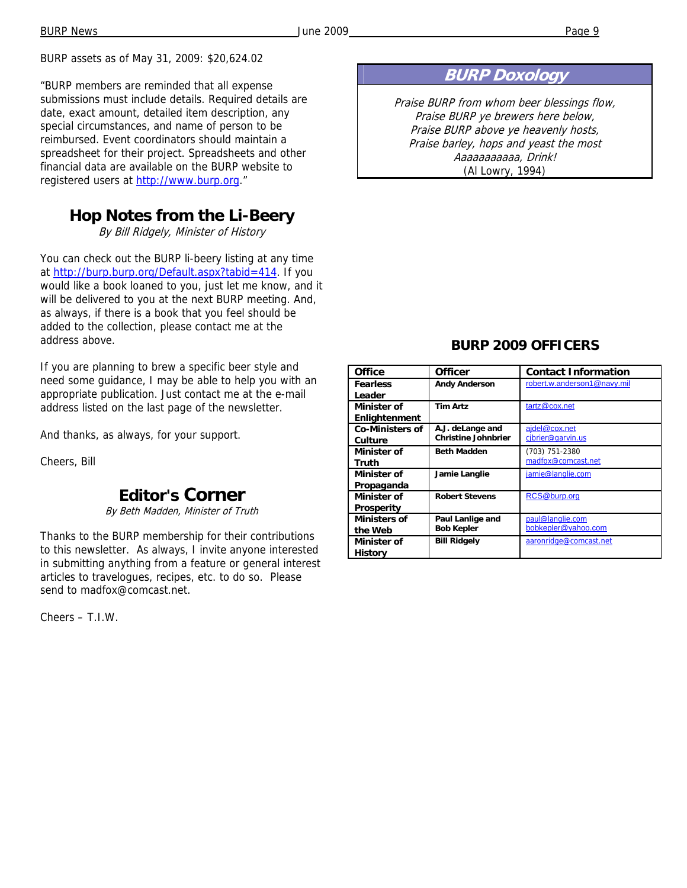BURP assets as of May 31, 2009: $20,624.02

"BURP members are reminded that all expense submissions must include details. Required details are date, exact amount, detailed item description, any special circumstances, and name of person to be reimbursed. Event coordinators should maintain a spreadsheet for their project. Spreadsheets and other financial data are available on the BURP website to registered users at http://www.burp.org."

## Hop Notes from the Li-Beery

*By Bill Ridgely, Minister of History*

You can check out the BURP li-beery listing at any time at http://burp.burp.org/Default.aspx?tabid=414. If you would like a book loaned to you, just let me know, and it will be delivered to you at the next BURP meeting. And, as always, if there is a book that you feel should be added to the collection, please contact me at the address above.

If you are planning to brew a specific beer style and need some guidance, I may be able to help you with an appropriate publication. Just contact me at the e-mail address listed on the last page of the newsletter.

And thanks, as always, for your support.

Cheers, Bill

## Editor's Corner

*By Beth Madden, Minister of Truth*

Thanks to the BURP membership for their contributions to this newsletter. As always, I invite anyone interested in submitting anything from a feature or general interest articles to travelogues, recipes, etc. to do so. Please send to madfox@comcast.net.

Cheers – T.I.W.

## BURP Doxology

*Praise BURP from whom beer blessings flow,*
*Praise BURP ye brewers here below,*
*Praise BURP above ye heavenly hosts,*
*Praise barley, hops and yeast the most*
*Aaaaaaaaaaa, Drink!*
(Al Lowry, 1994)

## BURP 2009 OFFICERS

| Office | Officer | Contact Information |
|---|---|---|
| **Fearless Leader** | **Andy Anderson** | robert.w.anderson1@navy.mil |
| **Minister of Enlightenment** | **Tim Artz** | tartz@cox.net |
| **Co-Ministers of Culture** | **A.J. deLange and Christine Johnbrier** | ajdel@cox.net<br>cjbrier@garvin.us |
| **Minister of Truth** | **Beth Madden** | (703) 751-2380<br>madfox@comcast.net |
| **Minister of Propaganda** | **Jamie Langlie** | jamie@langlie.com |
| **Minister of Prosperity** | **Robert Stevens** | RCS@burp.org |
| **Ministers of the Web** | **Paul Lanlige and Bob Kepler** | paul@langlie.com<br>bobkepler@yahoo.com |
| **Minister of History** | **Bill Ridgely** | aaronridge@comcast.net |